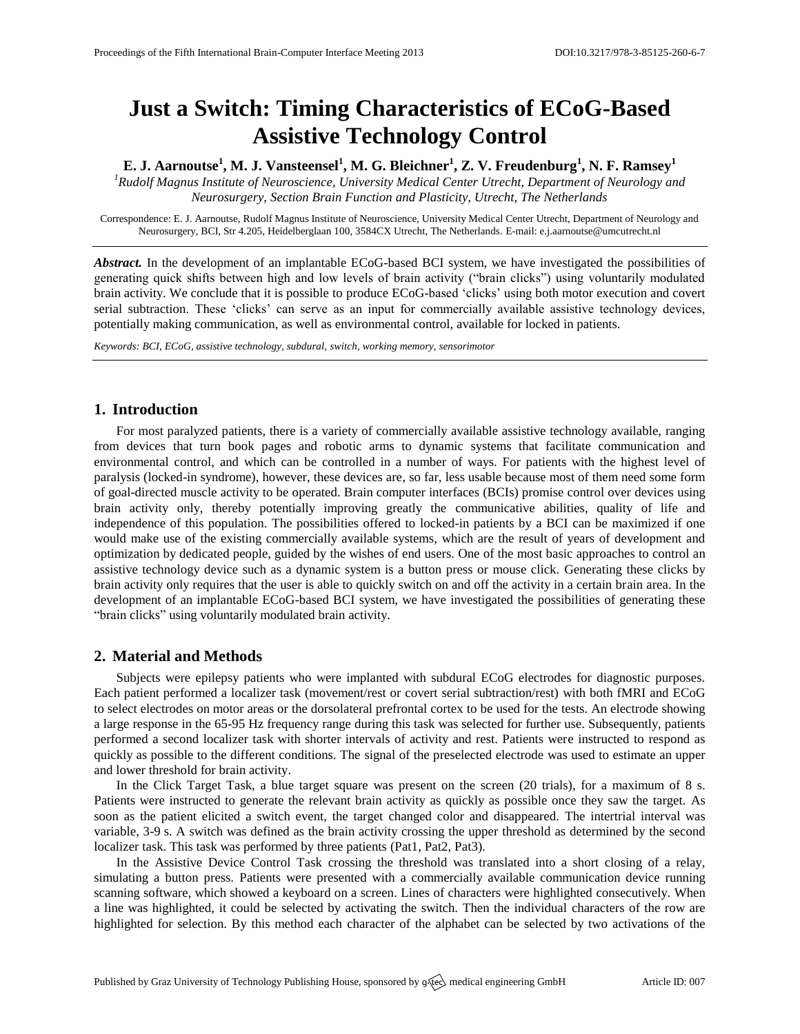# Just a Switch: Timing Characteristics of ECoG-Based Assistive Technology Control

**E. J. Aarnoutse[1], M. J. Vansteensel[1], M. G. Bleichner[1], Z. V. Freudenburg[1], N. F. Ramsey[1]**

[1]*Rudolf Magnus Institute of Neuroscience, University Medical Center Utrecht, Department of Neurology and Neurosurgery, Section Brain Function and Plasticity, Utrecht, The Netherlands*

Correspondence: E. J. Aarnoutse, Rudolf Magnus Institute of Neuroscience, University Medical Center Utrecht, Department of Neurology and Neurosurgery, BCI, Str 4.205, Heidelberglaan 100, 3584CX Utrecht, The Netherlands. E-mail: e.j.aarnoutse@umcutrecht.nl

***Abstract.*** In the development of an implantable ECoG-based BCI system, we have investigated the possibilities of generating quick shifts between high and low levels of brain activity ("brain clicks") using voluntarily modulated brain activity. We conclude that it is possible to produce ECoG-based 'clicks' using both motor execution and covert serial subtraction. These 'clicks' can serve as an input for commercially available assistive technology devices, potentially making communication, as well as environmental control, available for locked in patients.

*Keywords: BCI, ECoG, assistive technology, subdural, switch, working memory, sensorimotor*

## 1. Introduction

For most paralyzed patients, there is a variety of commercially available assistive technology available, ranging from devices that turn book pages and robotic arms to dynamic systems that facilitate communication and environmental control, and which can be controlled in a number of ways. For patients with the highest level of paralysis (locked-in syndrome), however, these devices are, so far, less usable because most of them need some form of goal-directed muscle activity to be operated. Brain computer interfaces (BCIs) promise control over devices using brain activity only, thereby potentially improving greatly the communicative abilities, quality of life and independence of this population. The possibilities offered to locked-in patients by a BCI can be maximized if one would make use of the existing commercially available systems, which are the result of years of development and optimization by dedicated people, guided by the wishes of end users. One of the most basic approaches to control an assistive technology device such as a dynamic system is a button press or mouse click. Generating these clicks by brain activity only requires that the user is able to quickly switch on and off the activity in a certain brain area. In the development of an implantable ECoG-based BCI system, we have investigated the possibilities of generating these "brain clicks" using voluntarily modulated brain activity.

## 2. Material and Methods

Subjects were epilepsy patients who were implanted with subdural ECoG electrodes for diagnostic purposes. Each patient performed a localizer task (movement/rest or covert serial subtraction/rest) with both fMRI and ECoG to select electrodes on motor areas or the dorsolateral prefrontal cortex to be used for the tests. An electrode showing a large response in the 65-95 Hz frequency range during this task was selected for further use. Subsequently, patients performed a second localizer task with shorter intervals of activity and rest. Patients were instructed to respond as quickly as possible to the different conditions. The signal of the preselected electrode was used to estimate an upper and lower threshold for brain activity.

In the Click Target Task, a blue target square was present on the screen (20 trials), for a maximum of 8 s. Patients were instructed to generate the relevant brain activity as quickly as possible once they saw the target. As soon as the patient elicited a switch event, the target changed color and disappeared. The intertrial interval was variable, 3-9 s. A switch was defined as the brain activity crossing the upper threshold as determined by the second localizer task. This task was performed by three patients (Pat1, Pat2, Pat3).

In the Assistive Device Control Task crossing the threshold was translated into a short closing of a relay, simulating a button press. Patients were presented with a commercially available communication device running scanning software, which showed a keyboard on a screen. Lines of characters were highlighted consecutively. When a line was highlighted, it could be selected by activating the switch. Then the individual characters of the row are highlighted for selection. By this method each character of the alphabet can be selected by two activations of the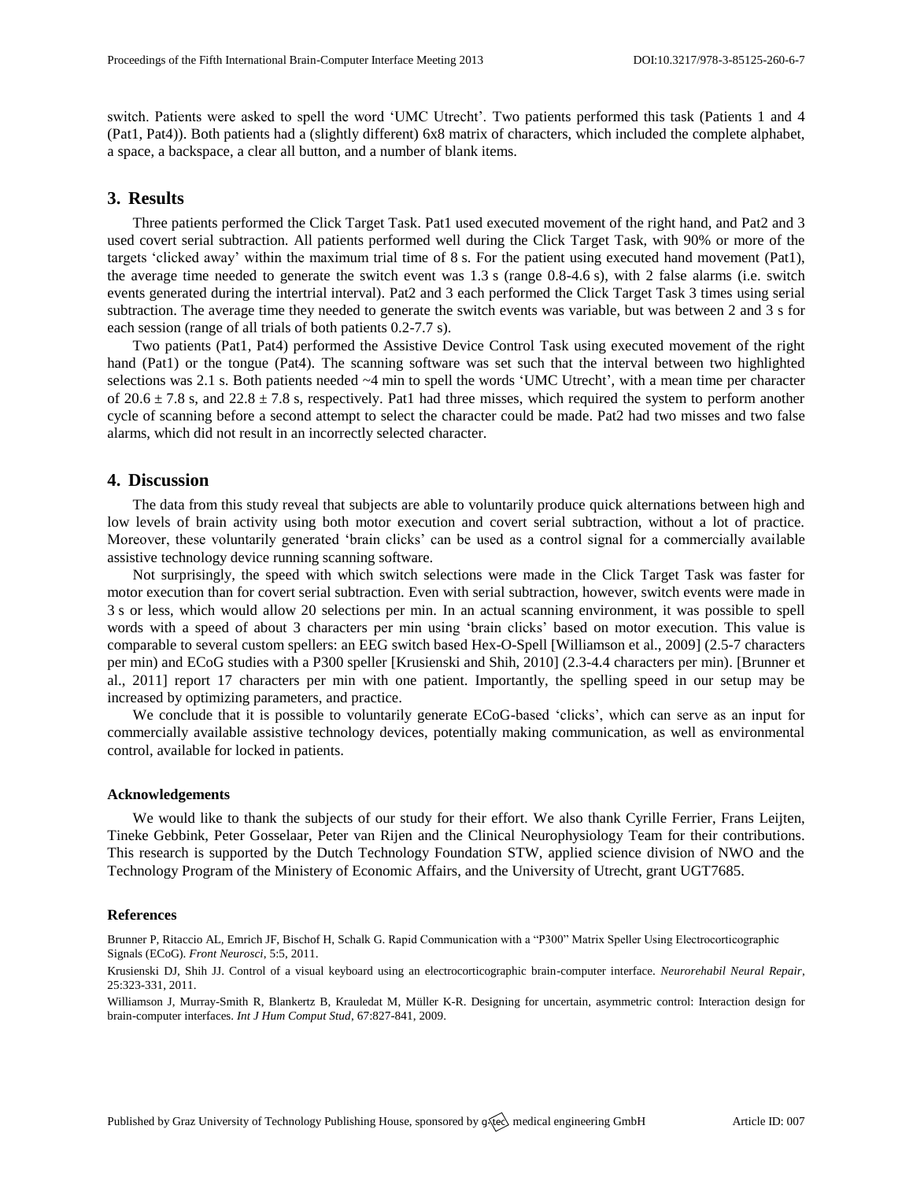switch. Patients were asked to spell the word 'UMC Utrecht'. Two patients performed this task (Patients 1 and 4 (Pat1, Pat4)). Both patients had a (slightly different) 6x8 matrix of characters, which included the complete alphabet, a space, a backspace, a clear all button, and a number of blank items.

## 3. Results

Three patients performed the Click Target Task. Pat1 used executed movement of the right hand, and Pat2 and 3 used covert serial subtraction. All patients performed well during the Click Target Task, with 90% or more of the targets 'clicked away' within the maximum trial time of 8 s. For the patient using executed hand movement (Pat1), the average time needed to generate the switch event was 1.3 s (range 0.8-4.6 s), with 2 false alarms (i.e. switch events generated during the intertrial interval). Pat2 and 3 each performed the Click Target Task 3 times using serial subtraction. The average time they needed to generate the switch events was variable, but was between 2 and 3 s for each session (range of all trials of both patients 0.2-7.7 s).

Two patients (Pat1, Pat4) performed the Assistive Device Control Task using executed movement of the right hand (Pat1) or the tongue (Pat4). The scanning software was set such that the interval between two highlighted selections was 2.1 s. Both patients needed ~4 min to spell the words 'UMC Utrecht', with a mean time per character of $20.6 \pm 7.8$ s, and $22.8 \pm 7.8$ s, respectively. Pat1 had three misses, which required the system to perform another cycle of scanning before a second attempt to select the character could be made. Pat2 had two misses and two false alarms, which did not result in an incorrectly selected character.

## 4. Discussion

The data from this study reveal that subjects are able to voluntarily produce quick alternations between high and low levels of brain activity using both motor execution and covert serial subtraction, without a lot of practice. Moreover, these voluntarily generated 'brain clicks' can be used as a control signal for a commercially available assistive technology device running scanning software.

Not surprisingly, the speed with which switch selections were made in the Click Target Task was faster for motor execution than for covert serial subtraction. Even with serial subtraction, however, switch events were made in 3 s or less, which would allow 20 selections per min. In an actual scanning environment, it was possible to spell words with a speed of about 3 characters per min using 'brain clicks' based on motor execution. This value is comparable to several custom spellers: an EEG switch based Hex-O-Spell [Williamson et al., 2009] (2.5-7 characters per min) and ECoG studies with a P300 speller [Krusienski and Shih, 2010] (2.3-4.4 characters per min). [Brunner et al., 2011] report 17 characters per min with one patient. Importantly, the spelling speed in our setup may be increased by optimizing parameters, and practice.

We conclude that it is possible to voluntarily generate ECoG-based 'clicks', which can serve as an input for commercially available assistive technology devices, potentially making communication, as well as environmental control, available for locked in patients.

#### Acknowledgements

We would like to thank the subjects of our study for their effort. We also thank Cyrille Ferrier, Frans Leijten, Tineke Gebbink, Peter Gosselaar, Peter van Rijen and the Clinical Neurophysiology Team for their contributions. This research is supported by the Dutch Technology Foundation STW, applied science division of NWO and the Technology Program of the Ministery of Economic Affairs, and the University of Utrecht, grant UGT7685.

#### References

Brunner P, Ritaccio AL, Emrich JF, Bischof H, Schalk G. Rapid Communication with a "P300" Matrix Speller Using Electrocorticographic Signals (ECoG). *Front Neurosci*, 5:5, 2011.

Krusienski DJ, Shih JJ. Control of a visual keyboard using an electrocorticographic brain-computer interface. *Neurorehabil Neural Repair*, 25:323-331, 2011.

Williamson J, Murray-Smith R, Blankertz B, Krauledat M, Müller K-R. Designing for uncertain, asymmetric control: Interaction design for brain-computer interfaces. *Int J Hum Comput Stud*, 67:827-841, 2009.